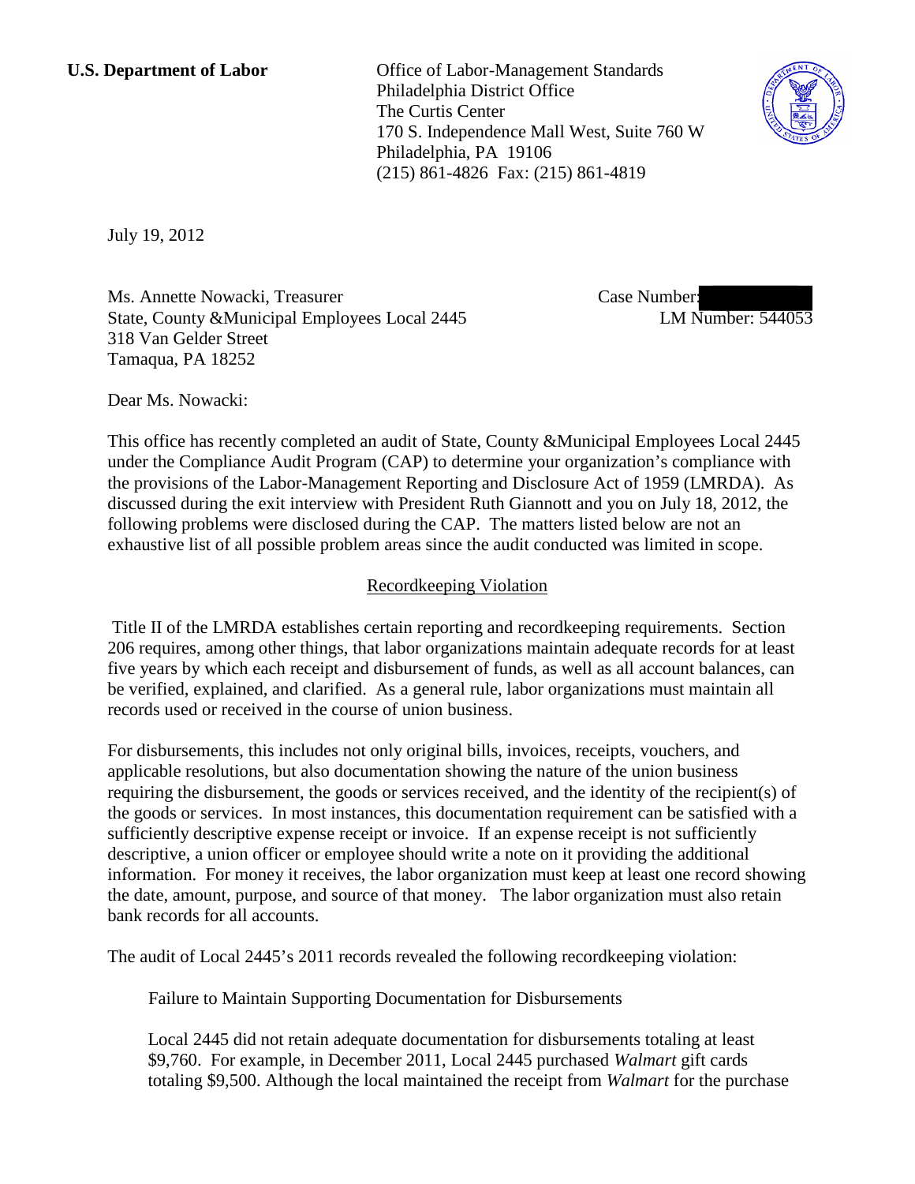**U.S. Department of Labor**

Office of Labor-Management Standards
Philadelphia District Office
The Curtis Center
170 S. Independence Mall West, Suite 760 W
Philadelphia, PA 19106
(215) 861-4826 Fax: (215) 861-4819

July 19, 2012

Ms. Annette Nowacki, Treasurer
State, County &Municipal Employees Local 2445
318 Van Gelder Street
Tamaqua, PA 18252

Case Number:
LM Number: 544053

Dear Ms. Nowacki:

This office has recently completed an audit of State, County &Municipal Employees Local 2445 under the Compliance Audit Program (CAP) to determine your organization's compliance with the provisions of the Labor-Management Reporting and Disclosure Act of 1959 (LMRDA). As discussed during the exit interview with President Ruth Giannott and you on July 18, 2012, the following problems were disclosed during the CAP. The matters listed below are not an exhaustive list of all possible problem areas since the audit conducted was limited in scope.

## Recordkeeping Violation

Title II of the LMRDA establishes certain reporting and recordkeeping requirements. Section 206 requires, among other things, that labor organizations maintain adequate records for at least five years by which each receipt and disbursement of funds, as well as all account balances, can be verified, explained, and clarified. As a general rule, labor organizations must maintain all records used or received in the course of union business.

For disbursements, this includes not only original bills, invoices, receipts, vouchers, and applicable resolutions, but also documentation showing the nature of the union business requiring the disbursement, the goods or services received, and the identity of the recipient(s) of the goods or services. In most instances, this documentation requirement can be satisfied with a sufficiently descriptive expense receipt or invoice. If an expense receipt is not sufficiently descriptive, a union officer or employee should write a note on it providing the additional information. For money it receives, the labor organization must keep at least one record showing the date, amount, purpose, and source of that money. The labor organization must also retain bank records for all accounts.

The audit of Local 2445's 2011 records revealed the following recordkeeping violation:

Failure to Maintain Supporting Documentation for Disbursements

Local 2445 did not retain adequate documentation for disbursements totaling at least $9,760. For example, in December 2011, Local 2445 purchased *Walmart* gift cards totaling $9,500. Although the local maintained the receipt from *Walmart* for the purchase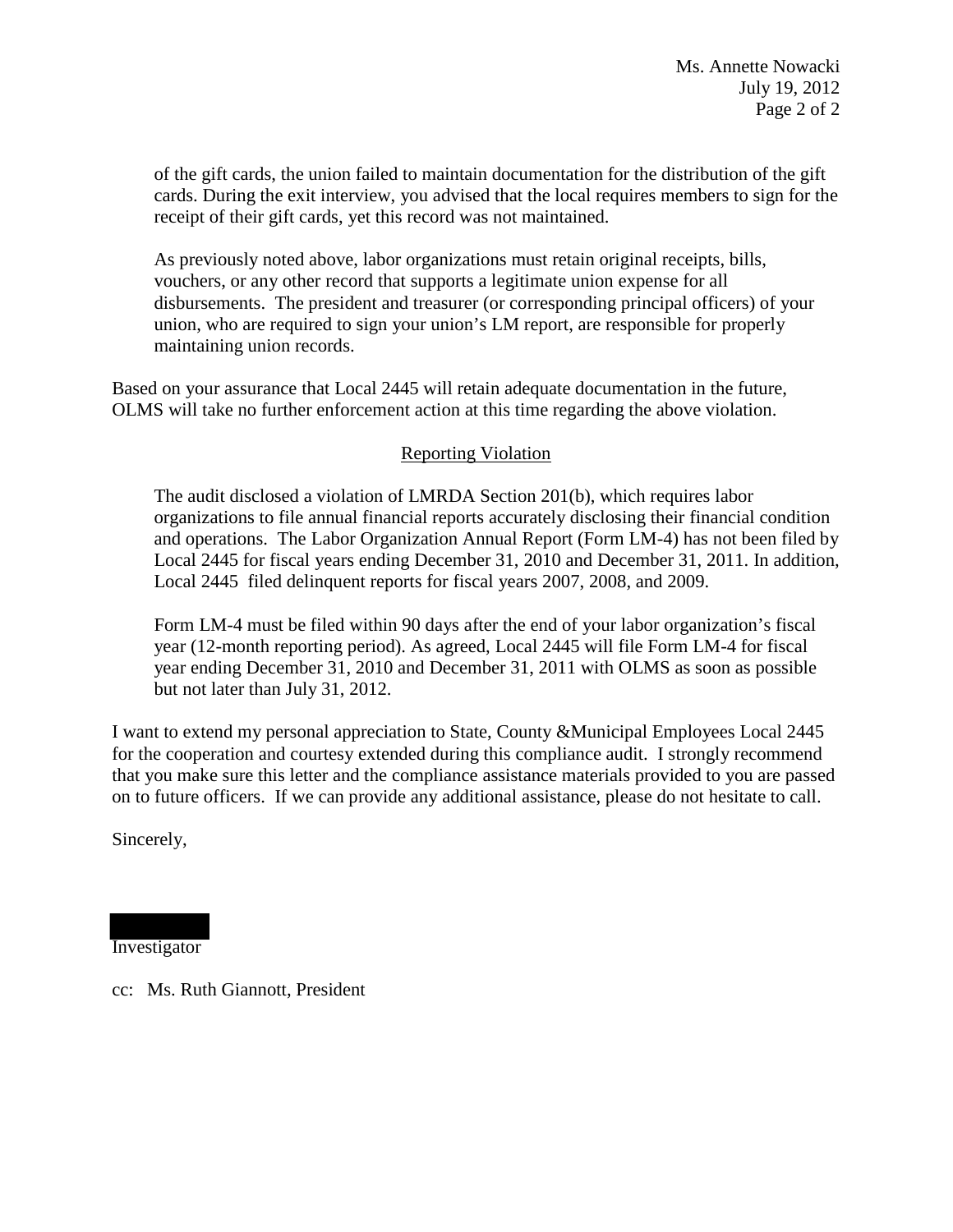of the gift cards, the union failed to maintain documentation for the distribution of the gift cards. During the exit interview, you advised that the local requires members to sign for the receipt of their gift cards, yet this record was not maintained.

As previously noted above, labor organizations must retain original receipts, bills, vouchers, or any other record that supports a legitimate union expense for all disbursements. The president and treasurer (or corresponding principal officers) of your union, who are required to sign your union's LM report, are responsible for properly maintaining union records.

Based on your assurance that Local 2445 will retain adequate documentation in the future, OLMS will take no further enforcement action at this time regarding the above violation.

## Reporting Violation

The audit disclosed a violation of LMRDA Section 201(b), which requires labor organizations to file annual financial reports accurately disclosing their financial condition and operations. The Labor Organization Annual Report (Form LM-4) has not been filed by Local 2445 for fiscal years ending December 31, 2010 and December 31, 2011. In addition, Local 2445 filed delinquent reports for fiscal years 2007, 2008, and 2009.

Form LM-4 must be filed within 90 days after the end of your labor organization's fiscal year (12-month reporting period). As agreed, Local 2445 will file Form LM-4 for fiscal year ending December 31, 2010 and December 31, 2011 with OLMS as soon as possible but not later than July 31, 2012.

I want to extend my personal appreciation to State, County &Municipal Employees Local 2445 for the cooperation and courtesy extended during this compliance audit. I strongly recommend that you make sure this letter and the compliance assistance materials provided to you are passed on to future officers. If we can provide any additional assistance, please do not hesitate to call.

Sincerely,

Investigator

cc: Ms. Ruth Giannott, President